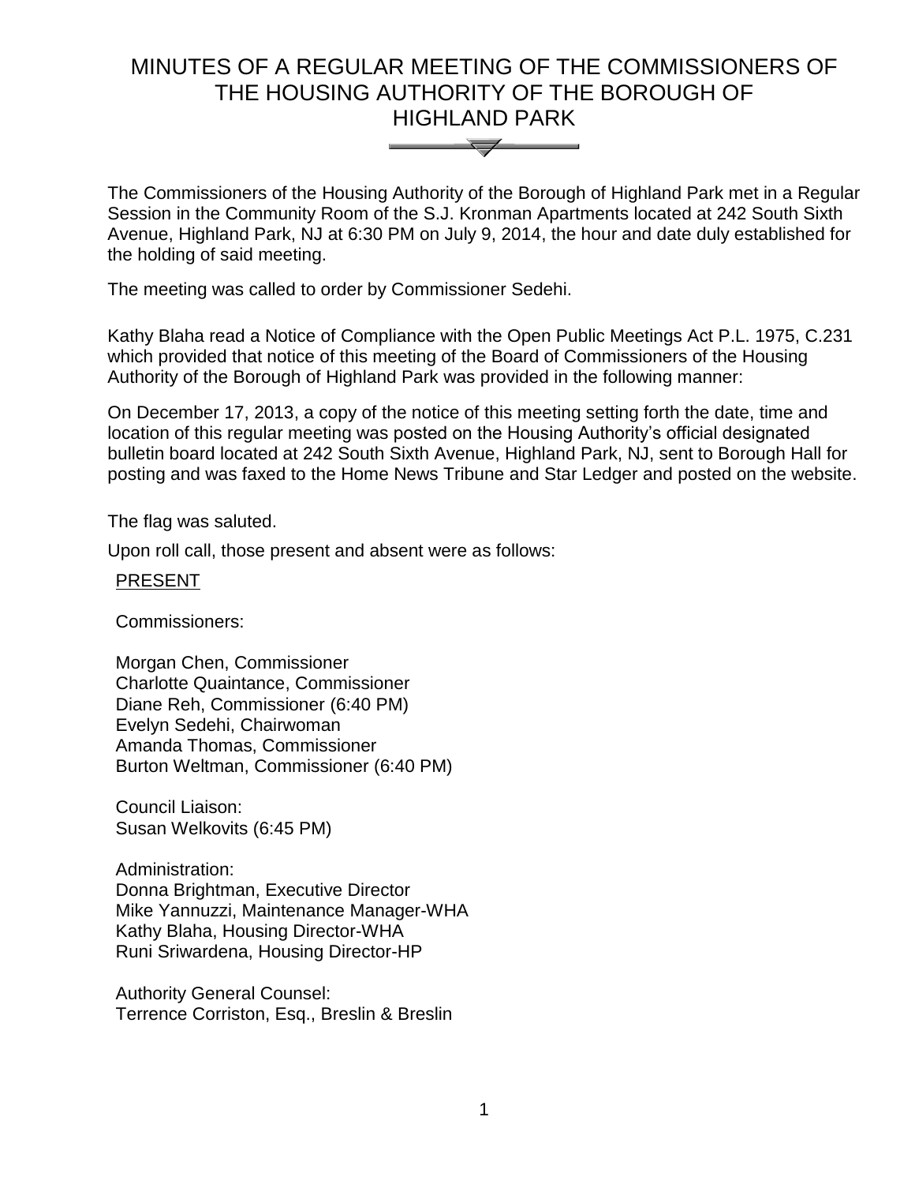# MINUTES OF A REGULAR MEETING OF THE COMMISSIONERS OF THE HOUSING AUTHORITY OF THE BOROUGH OF HIGHLAND PARK

The Commissioners of the Housing Authority of the Borough of Highland Park met in a Regular Session in the Community Room of the S.J. Kronman Apartments located at 242 South Sixth Avenue, Highland Park, NJ at 6:30 PM on July 9, 2014, the hour and date duly established for the holding of said meeting.

The meeting was called to order by Commissioner Sedehi.

Kathy Blaha read a Notice of Compliance with the Open Public Meetings Act P.L. 1975, C.231 which provided that notice of this meeting of the Board of Commissioners of the Housing Authority of the Borough of Highland Park was provided in the following manner:

On December 17, 2013, a copy of the notice of this meeting setting forth the date, time and location of this regular meeting was posted on the Housing Authority's official designated bulletin board located at 242 South Sixth Avenue, Highland Park, NJ, sent to Borough Hall for posting and was faxed to the Home News Tribune and Star Ledger and posted on the website.

The flag was saluted.

Upon roll call, those present and absent were as follows:

PRESENT

Commissioners:

Morgan Chen, Commissioner
Charlotte Quaintance, Commissioner
Diane Reh, Commissioner (6:40 PM)
Evelyn Sedehi, Chairwoman
Amanda Thomas, Commissioner
Burton Weltman, Commissioner (6:40 PM)

Council Liaison:
Susan Welkovits (6:45 PM)

Administration:
Donna Brightman, Executive Director
Mike Yannuzzi, Maintenance Manager-WHA
Kathy Blaha, Housing Director-WHA
Runi Sriwardena, Housing Director-HP

Authority General Counsel:
Terrence Corriston, Esq., Breslin & Breslin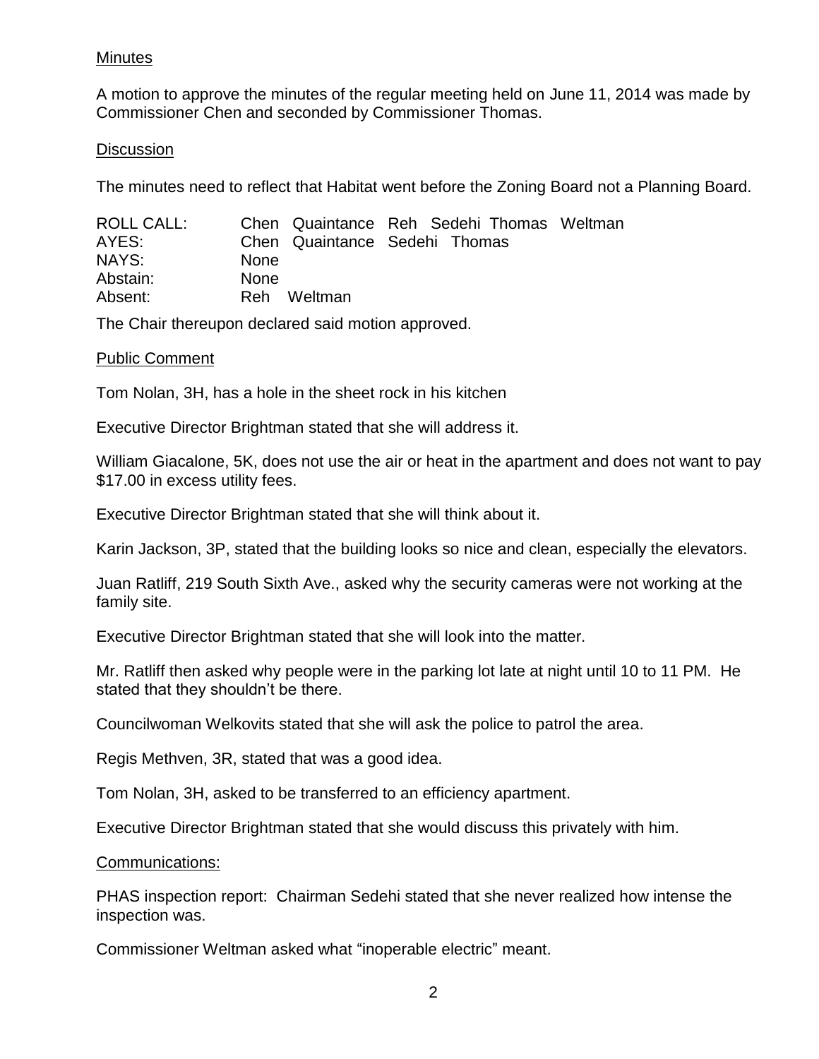Minutes

A motion to approve the minutes of the regular meeting held on June 11, 2014 was made by Commissioner Chen and seconded by Commissioner Thomas.

Discussion

The minutes need to reflect that Habitat went before the Zoning Board not a Planning Board.

| | | | | | | |
|---|---|---|---|---|---|---|
| ROLL CALL: | Chen | Quaintance | Reh | Sedehi | Thomas | Weltman |
| AYES: | Chen | Quaintance | Sedehi | Thomas | | |
| NAYS: | None | | | | | |
| Abstain: | None | | | | | |
| Absent: | Reh | Weltman | | | | |

The Chair thereupon declared said motion approved.

Public Comment

Tom Nolan, 3H, has a hole in the sheet rock in his kitchen

Executive Director Brightman stated that she will address it.

William Giacalone, 5K, does not use the air or heat in the apartment and does not want to pay $17.00 in excess utility fees.

Executive Director Brightman stated that she will think about it.

Karin Jackson, 3P, stated that the building looks so nice and clean, especially the elevators.

Juan Ratliff, 219 South Sixth Ave., asked why the security cameras were not working at the family site.

Executive Director Brightman stated that she will look into the matter.

Mr. Ratliff then asked why people were in the parking lot late at night until 10 to 11 PM. He stated that they shouldn't be there.

Councilwoman Welkovits stated that she will ask the police to patrol the area.

Regis Methven, 3R, stated that was a good idea.

Tom Nolan, 3H, asked to be transferred to an efficiency apartment.

Executive Director Brightman stated that she would discuss this privately with him.

Communications:

PHAS inspection report: Chairman Sedehi stated that she never realized how intense the inspection was.

Commissioner Weltman asked what "inoperable electric" meant.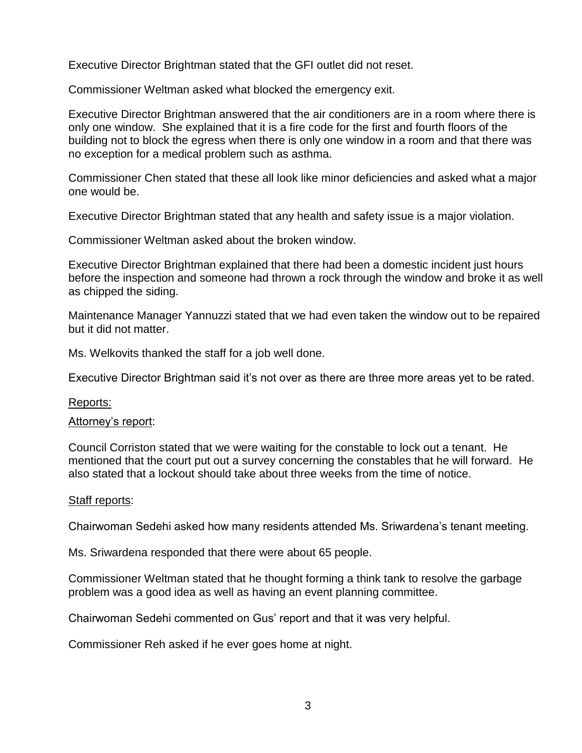Executive Director Brightman stated that the GFI outlet did not reset.

Commissioner Weltman asked what blocked the emergency exit.

Executive Director Brightman answered that the air conditioners are in a room where there is only one window. She explained that it is a fire code for the first and fourth floors of the building not to block the egress when there is only one window in a room and that there was no exception for a medical problem such as asthma.

Commissioner Chen stated that these all look like minor deficiencies and asked what a major one would be.

Executive Director Brightman stated that any health and safety issue is a major violation.

Commissioner Weltman asked about the broken window.

Executive Director Brightman explained that there had been a domestic incident just hours before the inspection and someone had thrown a rock through the window and broke it as well as chipped the siding.

Maintenance Manager Yannuzzi stated that we had even taken the window out to be repaired but it did not matter.

Ms. Welkovits thanked the staff for a job well done.

Executive Director Brightman said it's not over as there are three more areas yet to be rated.

<u>Reports:</u>

<u>Attorney's report</u>:

Council Corriston stated that we were waiting for the constable to lock out a tenant. He mentioned that the court put out a survey concerning the constables that he will forward. He also stated that a lockout should take about three weeks from the time of notice.

<u>Staff reports</u>:

Chairwoman Sedehi asked how many residents attended Ms. Sriwardena's tenant meeting.

Ms. Sriwardena responded that there were about 65 people.

Commissioner Weltman stated that he thought forming a think tank to resolve the garbage problem was a good idea as well as having an event planning committee.

Chairwoman Sedehi commented on Gus' report and that it was very helpful.

Commissioner Reh asked if he ever goes home at night.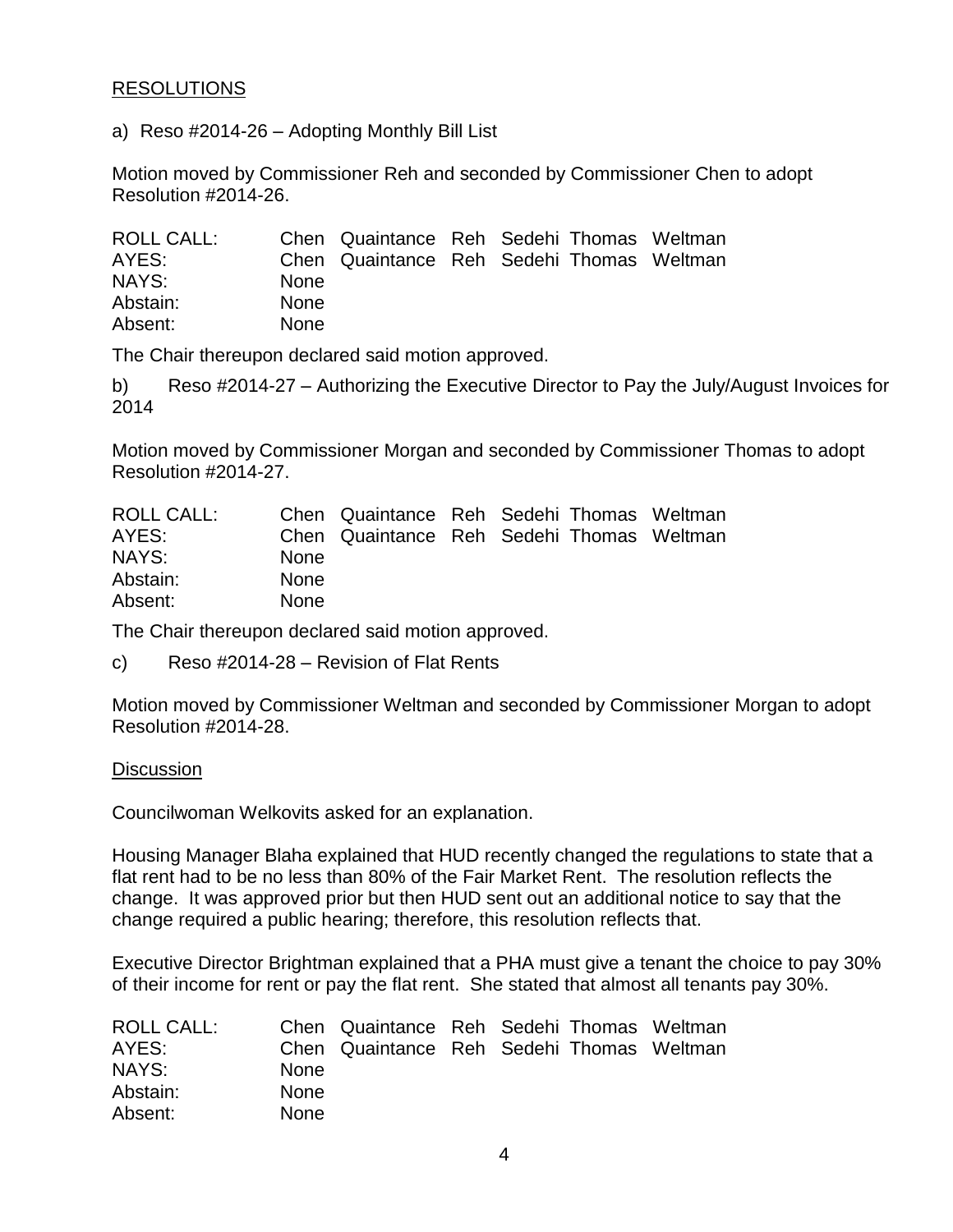RESOLUTIONS

a) Reso #2014-26 – Adopting Monthly Bill List

Motion moved by Commissioner Reh and seconded by Commissioner Chen to adopt Resolution #2014-26.

| | | | | | | |
|---|---|---|---|---|---|---|
| ROLL CALL: | Chen | Quaintance | Reh | Sedehi | Thomas | Weltman |
| AYES: | Chen | Quaintance | Reh | Sedehi | Thomas | Weltman |
| NAYS: | None | | | | | |
| Abstain: | None | | | | | |
| Absent: | None | | | | | |

The Chair thereupon declared said motion approved.

b) Reso #2014-27 – Authorizing the Executive Director to Pay the July/August Invoices for 2014

Motion moved by Commissioner Morgan and seconded by Commissioner Thomas to adopt Resolution #2014-27.

| | | | | | | |
|---|---|---|---|---|---|---|
| ROLL CALL: | Chen | Quaintance | Reh | Sedehi | Thomas | Weltman |
| AYES: | Chen | Quaintance | Reh | Sedehi | Thomas | Weltman |
| NAYS: | None | | | | | |
| Abstain: | None | | | | | |
| Absent: | None | | | | | |

The Chair thereupon declared said motion approved.

c) Reso #2014-28 – Revision of Flat Rents

Motion moved by Commissioner Weltman and seconded by Commissioner Morgan to adopt Resolution #2014-28.

Discussion

Councilwoman Welkovits asked for an explanation.

Housing Manager Blaha explained that HUD recently changed the regulations to state that a flat rent had to be no less than 80% of the Fair Market Rent. The resolution reflects the change. It was approved prior but then HUD sent out an additional notice to say that the change required a public hearing; therefore, this resolution reflects that.

Executive Director Brightman explained that a PHA must give a tenant the choice to pay 30% of their income for rent or pay the flat rent. She stated that almost all tenants pay 30%.

| | | | | | | |
|---|---|---|---|---|---|---|
| ROLL CALL: | Chen | Quaintance | Reh | Sedehi | Thomas | Weltman |
| AYES: | Chen | Quaintance | Reh | Sedehi | Thomas | Weltman |
| NAYS: | None | | | | | |
| Abstain: | None | | | | | |
| Absent: | None | | | | | |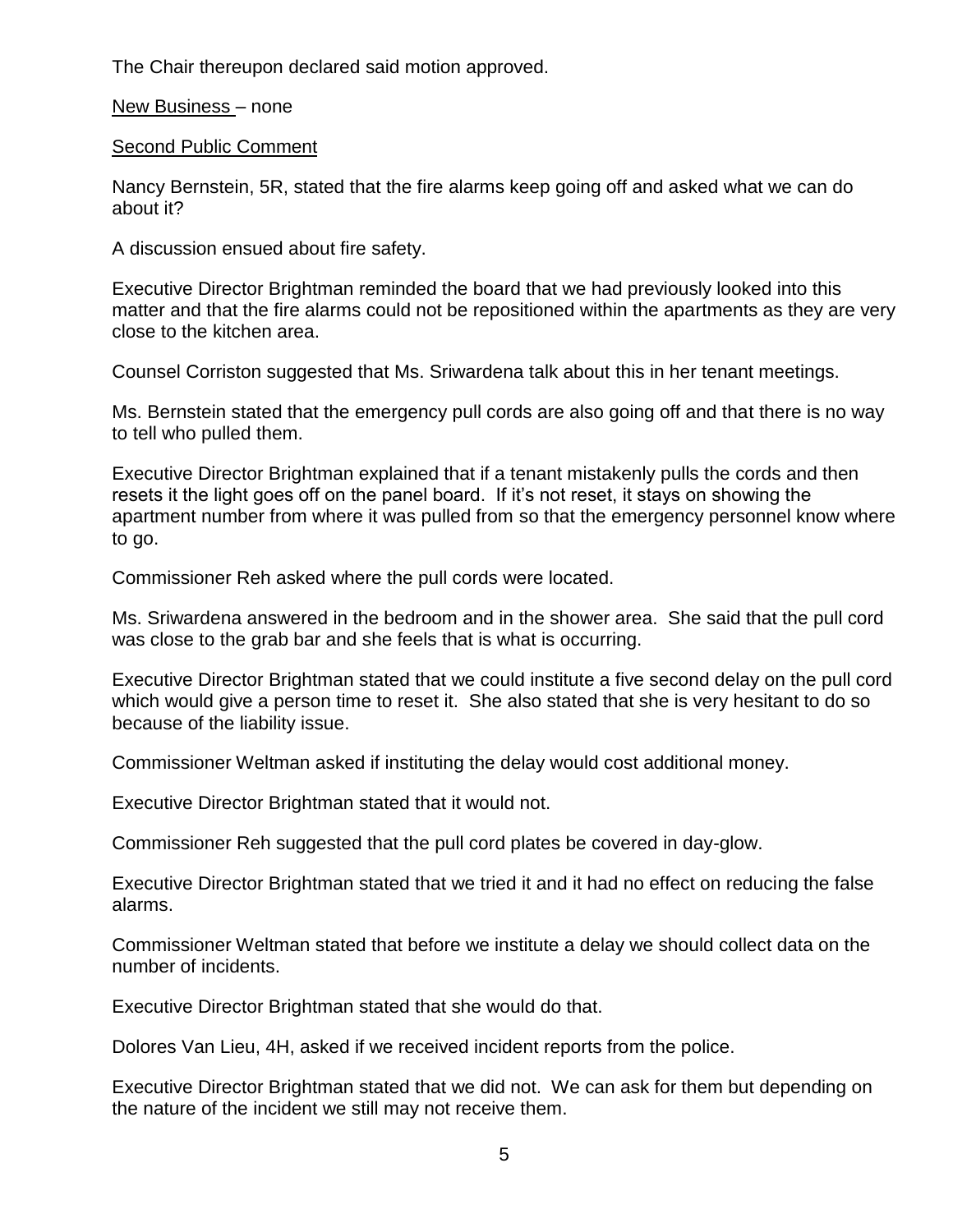The Chair thereupon declared said motion approved.

New Business – none

Second Public Comment

Nancy Bernstein, 5R, stated that the fire alarms keep going off and asked what we can do about it?

A discussion ensued about fire safety.

Executive Director Brightman reminded the board that we had previously looked into this matter and that the fire alarms could not be repositioned within the apartments as they are very close to the kitchen area.

Counsel Corriston suggested that Ms. Sriwardena talk about this in her tenant meetings.

Ms. Bernstein stated that the emergency pull cords are also going off and that there is no way to tell who pulled them.

Executive Director Brightman explained that if a tenant mistakenly pulls the cords and then resets it the light goes off on the panel board. If it's not reset, it stays on showing the apartment number from where it was pulled from so that the emergency personnel know where to go.

Commissioner Reh asked where the pull cords were located.

Ms. Sriwardena answered in the bedroom and in the shower area. She said that the pull cord was close to the grab bar and she feels that is what is occurring.

Executive Director Brightman stated that we could institute a five second delay on the pull cord which would give a person time to reset it. She also stated that she is very hesitant to do so because of the liability issue.

Commissioner Weltman asked if instituting the delay would cost additional money.

Executive Director Brightman stated that it would not.

Commissioner Reh suggested that the pull cord plates be covered in day-glow.

Executive Director Brightman stated that we tried it and it had no effect on reducing the false alarms.

Commissioner Weltman stated that before we institute a delay we should collect data on the number of incidents.

Executive Director Brightman stated that she would do that.

Dolores Van Lieu, 4H, asked if we received incident reports from the police.

Executive Director Brightman stated that we did not. We can ask for them but depending on the nature of the incident we still may not receive them.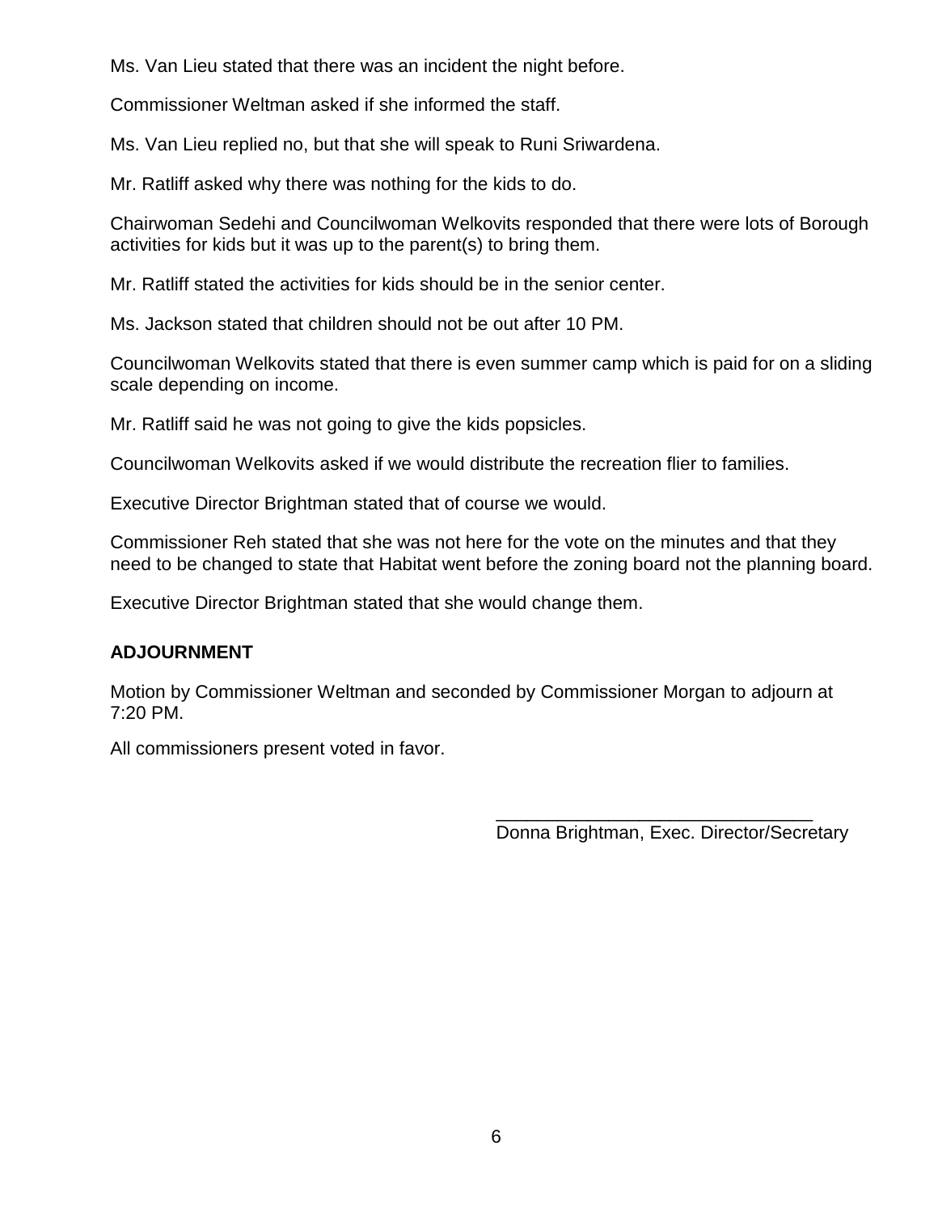Ms. Van Lieu stated that there was an incident the night before.

Commissioner Weltman asked if she informed the staff.

Ms. Van Lieu replied no, but that she will speak to Runi Sriwardena.

Mr. Ratliff asked why there was nothing for the kids to do.

Chairwoman Sedehi and Councilwoman Welkovits responded that there were lots of Borough activities for kids but it was up to the parent(s) to bring them.

Mr. Ratliff stated the activities for kids should be in the senior center.

Ms. Jackson stated that children should not be out after 10 PM.

Councilwoman Welkovits stated that there is even summer camp which is paid for on a sliding scale depending on income.

Mr. Ratliff said he was not going to give the kids popsicles.

Councilwoman Welkovits asked if we would distribute the recreation flier to families.

Executive Director Brightman stated that of course we would.

Commissioner Reh stated that she was not here for the vote on the minutes and that they need to be changed to state that Habitat went before the zoning board not the planning board.

Executive Director Brightman stated that she would change them.

## ADJOURNMENT

Motion by Commissioner Weltman and seconded by Commissioner Morgan to adjourn at 7:20 PM.

All commissioners present voted in favor.

\_\_\_\_\_\_\_\_\_\_\_\_\_\_\_\_\_\_\_\_\_\_\_\_\_\_\_\_\_\_\_\_
Donna Brightman, Exec. Director/Secretary